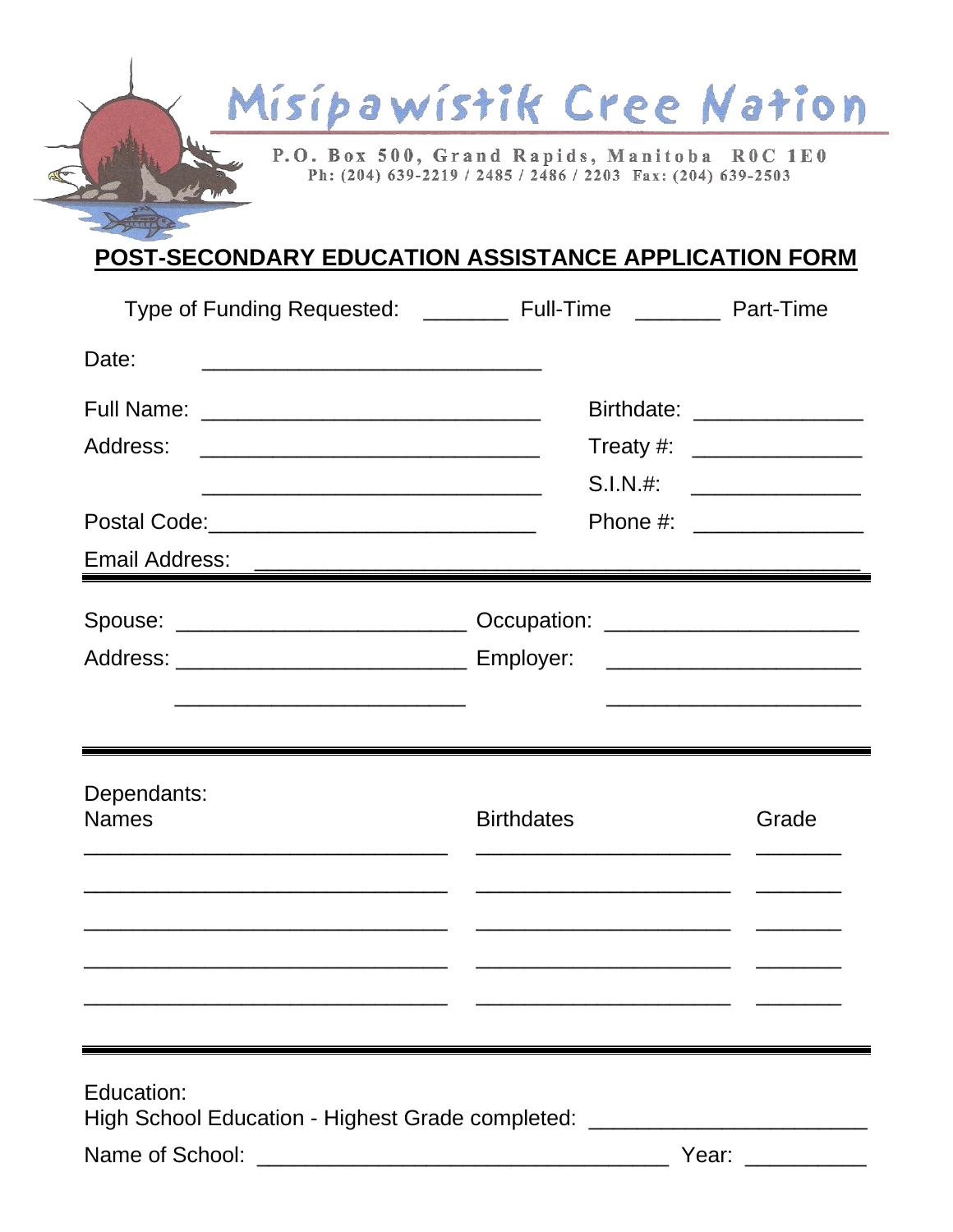# Misipawistik Cree Nation

P.O. Box 500, Grand Rapids, Manitoba R0C 1E0
Ph: (204) 639-2219 / 2485 / 2486 / 2203 Fax: (204) 639-2503

## POST-SECONDARY EDUCATION ASSISTANCE APPLICATION FORM

Type of Funding Requested: _______ Full-Time _______ Part-Time

Date: ____________________________

Full Name: ____________________________ Birthdate: ______________

Address: ____________________________ Treaty #: ______________

____________________________ S.I.N.#: ______________

Postal Code: ____________________________ Phone #: ______________

Email Address: ____________________________________________________

---

Spouse: ________________________ Occupation: _____________________

Address: ________________________ Employer: _____________________

________________________ _____________________

---

Dependants:

| Names | Birthdates | Grade |
|---|---|---|
| ______________________________ | _____________________ | _______ |
| ______________________________ | _____________________ | _______ |
| ______________________________ | _____________________ | _______ |
| ______________________________ | _____________________ | _______ |
| ______________________________ | _____________________ | _______ |

---

Education:

High School Education - Highest Grade completed: _______________________

Name of School: __________________________________ Year: __________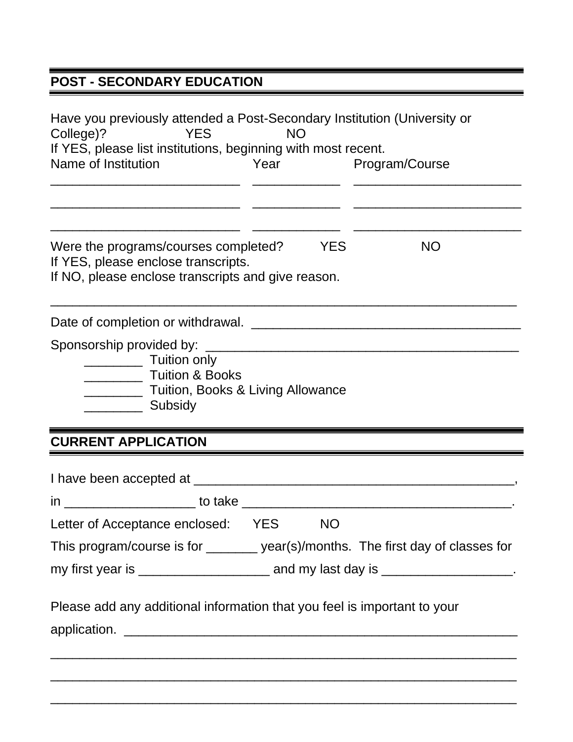## POST - SECONDARY EDUCATION

Have you previously attended a Post-Secondary Institution (University or College)? YES NO

If YES, please list institutions, beginning with most recent.

| Name of Institution | Year | Program/Course |
| --- | --- | --- |
| ___________________________ | ____________ | ________________________ |
| ___________________________ | ____________ | ________________________ |
| ___________________________ | ____________ | ________________________ |

Were the programs/courses completed? YES NO

If YES, please enclose transcripts.

If NO, please enclose transcripts and give reason.

___________________________________________________________________

Date of completion or withdrawal. _____________________________________

Sponsorship provided by: ____________________________________________

- ________ Tuition only
- ________ Tuition & Books
- ________ Tuition, Books & Living Allowance
- ________ Subsidy

## CURRENT APPLICATION

I have been accepted at ____________________________________________,

in __________________ to take ______________________________________.

Letter of Acceptance enclosed: YES NO

This program/course is for _______ year(s)/months. The first day of classes for my first year is __________________ and my last day is __________________.

Please add any additional information that you feel is important to your application. _________________________________________________________

___________________________________________________________________

___________________________________________________________________

___________________________________________________________________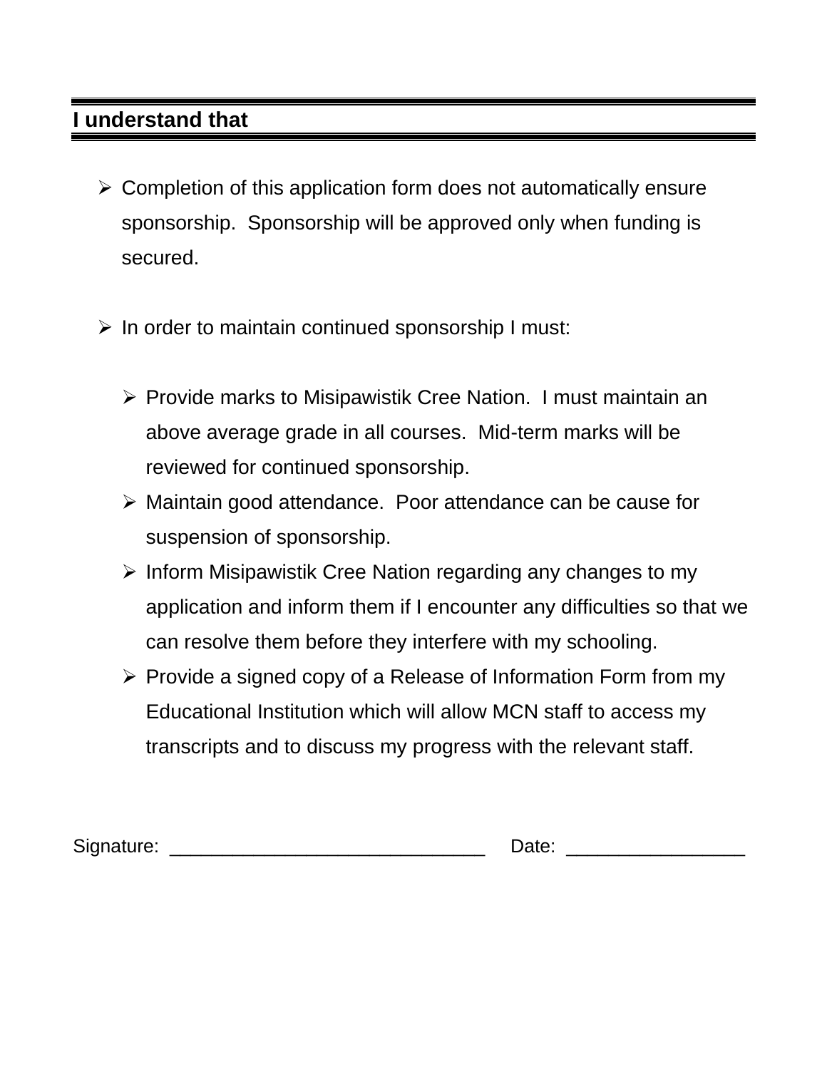## I understand that

- Completion of this application form does not automatically ensure sponsorship. Sponsorship will be approved only when funding is secured.

- In order to maintain continued sponsorship I must:

  - Provide marks to Misipawistik Cree Nation. I must maintain an above average grade in all courses. Mid-term marks will be reviewed for continued sponsorship.
  - Maintain good attendance. Poor attendance can be cause for suspension of sponsorship.
  - Inform Misipawistik Cree Nation regarding any changes to my application and inform them if I encounter any difficulties so that we can resolve them before they interfere with my schooling.
  - Provide a signed copy of a Release of Information Form from my Educational Institution which will allow MCN staff to access my transcripts and to discuss my progress with the relevant staff.

Signature: ______________________________ Date: ________________